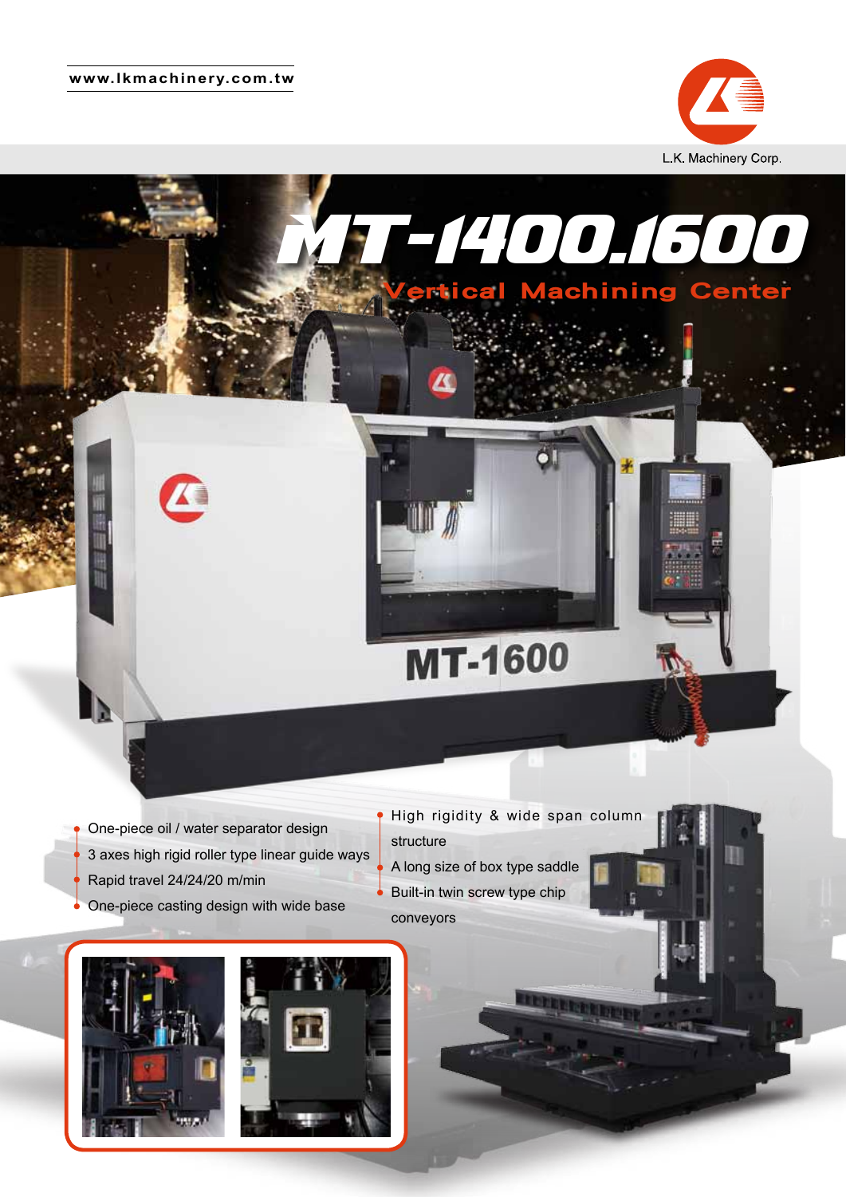www.lkmachinery.com.tw

L.K. Machinery Corp.

# MT-1400.1600

## Vertical Machining Center

MT-1600

- One-piece oil / water separator design
- 3 axes high rigid roller type linear guide ways
- Rapid travel 24/24/20 m/min
- One-piece casting design with wide base
- High rigidity & wide span column structure
- A long size of box type saddle
- Built-in twin screw type chip conveyors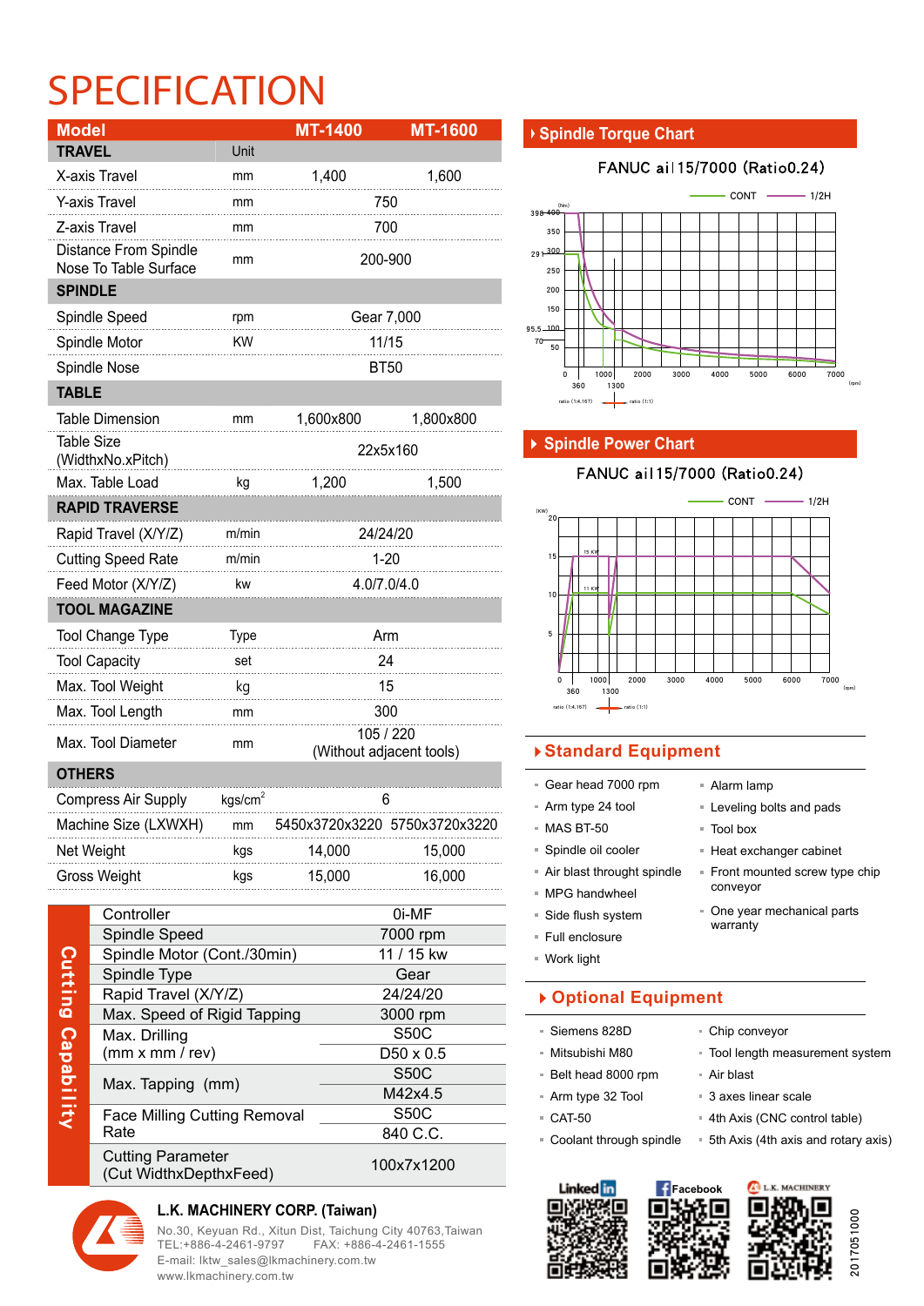# SPECIFICATION

| Model | | MT-1400 | MT-1600 |
|---|---|---|---|
| **TRAVEL** | Unit | | |
| X-axis Travel | mm | 1,400 | 1,600 |
| Y-axis Travel | mm | 750 | |
| Z-axis Travel | mm | 700 | |
| Distance From Spindle Nose To Table Surface | mm | 200-900 | |
| **SPINDLE** | | | |
| Spindle Speed | rpm | Gear 7,000 | |
| Spindle Motor | KW | 11/15 | |
| Spindle Nose | | BT50 | |
| **TABLE** | | | |
| Table Dimension | mm | 1,600x800 | 1,800x800 |
| Table Size (WidthxNo.xPitch) | | 22x5x160 | |
| Max. Table Load | kg | 1,200 | 1,500 |
| **RAPID TRAVERSE** | | | |
| Rapid Travel (X/Y/Z) | m/min | 24/24/20 | |
| Cutting Speed Rate | m/min | 1-20 | |
| Feed Motor (X/Y/Z) | kw | 4.0/7.0/4.0 | |
| **TOOL MAGAZINE** | | | |
| Tool Change Type | Type | Arm | |
| Tool Capacity | set | 24 | |
| Max. Tool Weight | kg | 15 | |
| Max. Tool Length | mm | 300 | |
| Max. Tool Diameter | mm | 105 / 220 (Without adjacent tools) | |
| **OTHERS** | | | |
| Compress Air Supply | kgs/cm$^2$ | 6 | |
| Machine Size (LXWXH) | mm | 5450x3720x3220 | 5750x3720x3220 |
| Net Weight | kgs | 14,000 | 15,000 |
| Gross Weight | kgs | 15,000 | 16,000 |

## Cutting Capability

| | |
|---|---|
| Controller | 0i-MF |
| Spindle Speed | 7000 rpm |
| Spindle Motor (Cont./30min) | 11 / 15 kw |
| Spindle Type | Gear |
| Rapid Travel (X/Y/Z) | 24/24/20 |
| Max. Speed of Rigid Tapping | 3000 rpm |
| Max. Drilling (mm x mm / rev) | S50C<br>D50 x 0.5 |
| Max. Tapping (mm) | S50C<br>M42x4.5 |
| Face Milling Cutting Removal Rate | S50C<br>840 C.C. |
| Cutting Parameter (Cut WidthxDepthxFeed) | 100x7x1200 |

## Spindle Torque Chart

FANUC aiI 15/7000 (Ratio0.24)

CONT 1/2H
(Nm)
398 400
350
291 300
250
200
150
95.5 100
70
50
0 1000 2000 3000 4000 5000 6000 7000 (rpm)
360 1300
ratio (1:4.167) ratio (1:1)

## Spindle Power Chart

FANUC aiI 15/7000 (Ratio0.24)

CONT 1/2H
(KW)
20
15 15 KW
10 11 KW
5
0 1000 2000 3000 4000 5000 6000 7000 (rpm)
360 1300
ratio (1:4.167) ratio (1:1)

## Standard Equipment

- Gear head 7000 rpm
- Arm type 24 tool
- MAS BT-50
- Spindle oil cooler
- Air blast throught spindle
- MPG handwheel
- Side flush system
- Full enclosure
- Work light
- Alarm lamp
- Leveling bolts and pads
- Tool box
- Heat exchanger cabinet
- Front mounted screw type chip conveyor
- One year mechanical parts warranty

## Optional Equipment

- Siemens 828D
- Mitsubishi M80
- Belt head 8000 rpm
- Arm type 32 Tool
- CAT-50
- Coolant through spindle
- Chip conveyor
- Tool length measurement system
- Air blast
- 3 axes linear scale
- 4th Axis (CNC control table)
- 5th Axis (4th axis and rotary axis)

**L.K. MACHINERY CORP. (Taiwan)**
No.30, Keyuan Rd., Xitun Dist, Taichung City 40763,Taiwan
TEL:+886-4-2461-9797 FAX: +886-4-2461-1555
E-mail: lktw_sales@lkmachinery.com.tw
www.lkmachinery.com.tw

LinkedIn Facebook L.K. MACHINERY

2017051000